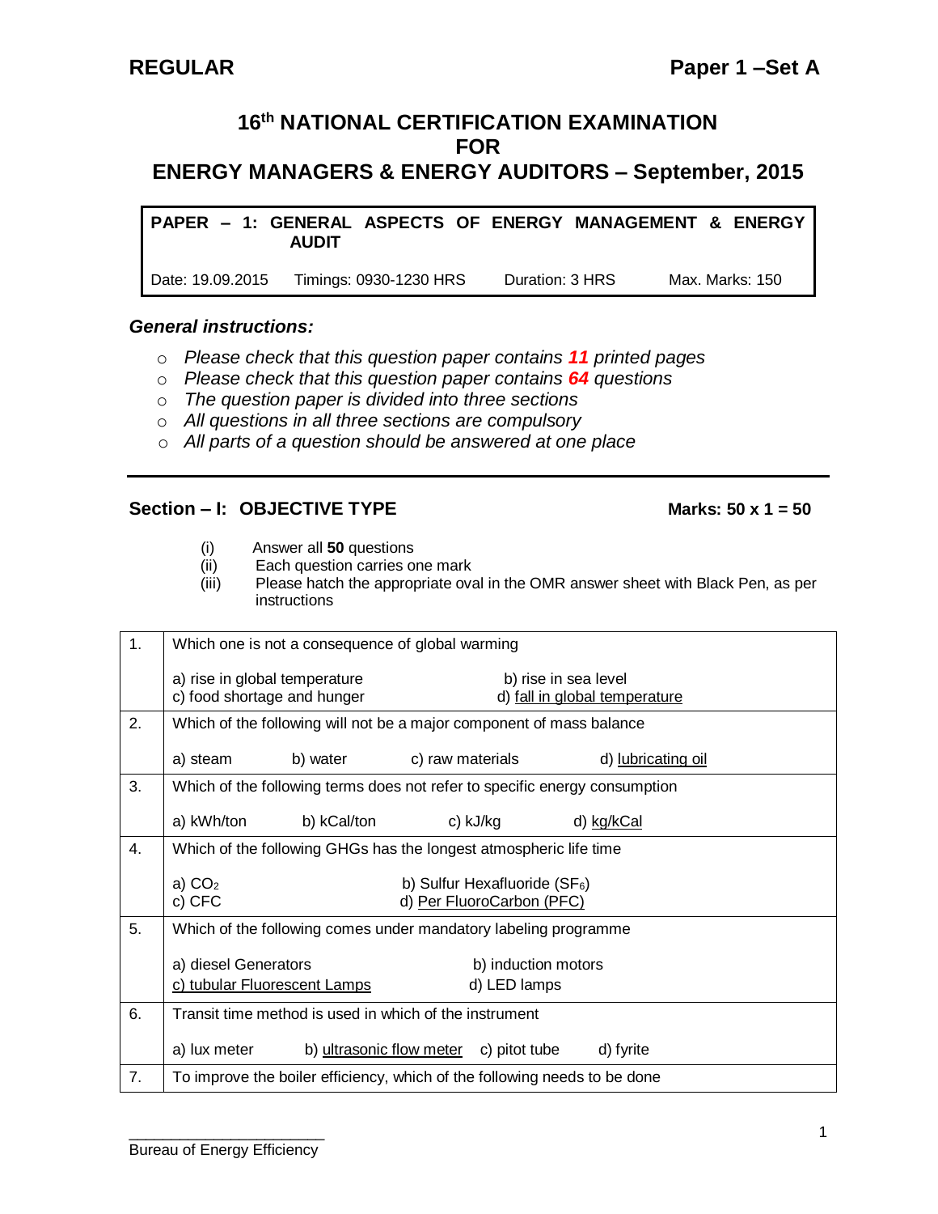**REGULAR** **Paper 1 –Set A**

# 16th NATIONAL CERTIFICATION EXAMINATION FOR ENERGY MANAGERS & ENERGY AUDITORS – September, 2015

| PAPER – 1: GENERAL ASPECTS OF ENERGY MANAGEMENT & ENERGY AUDIT | | | |
|---|---|---|---|
| Date: 19.09.2015 | Timings: 0930-1230 HRS | Duration: 3 HRS | Max. Marks: 150 |

### *General instructions:*

- *Please check that this question paper contains **11** printed pages*
- *Please check that this question paper contains **64** questions*
- *The question paper is divided into three sections*
- *All questions in all three sections are compulsory*
- *All parts of a question should be answered at one place*

---

## Section – I: OBJECTIVE TYPE **Marks: 50 x 1 = 50**

(i) Answer all **50** questions
(ii) Each question carries one mark
(iii) Please hatch the appropriate oval in the OMR answer sheet with Black Pen, as per instructions

| | |
|---|---|
| 1. | Which one is not a consequence of global warming<br><br>a) rise in global temperature &nbsp;&nbsp;&nbsp; b) rise in sea level<br>c) food shortage and hunger &nbsp;&nbsp;&nbsp; d) <u>fall in global temperature</u> |
| 2. | Which of the following will not be a major component of mass balance<br><br>a) steam &nbsp;&nbsp;&nbsp; b) water &nbsp;&nbsp;&nbsp; c) raw materials &nbsp;&nbsp;&nbsp; d) <u>lubricating oil</u> |
| 3. | Which of the following terms does not refer to specific energy consumption<br><br>a) kWh/ton &nbsp;&nbsp;&nbsp; b) kCal/ton &nbsp;&nbsp;&nbsp; c) kJ/kg &nbsp;&nbsp;&nbsp; d) <u>kg/kCal</u> |
| 4. | Which of the following GHGs has the longest atmospheric life time<br><br>a) $CO_2$ &nbsp;&nbsp;&nbsp; b) Sulfur Hexafluoride ($SF_6$)<br>c) CFC &nbsp;&nbsp;&nbsp; d) <u>Per FluoroCarbon (PFC)</u> |
| 5. | Which of the following comes under mandatory labeling programme<br><br>a) diesel Generators &nbsp;&nbsp;&nbsp; b) induction motors<br><u>c) tubular Fluorescent Lamps</u> &nbsp;&nbsp;&nbsp; d) LED lamps |
| 6. | Transit time method is used in which of the instrument<br><br>a) lux meter &nbsp;&nbsp;&nbsp; b) <u>ultrasonic flow meter</u> &nbsp;&nbsp;&nbsp; c) pitot tube &nbsp;&nbsp;&nbsp; d) fyrite |
| 7. | To improve the boiler efficiency, which of the following needs to be done |

Bureau of Energy Efficiency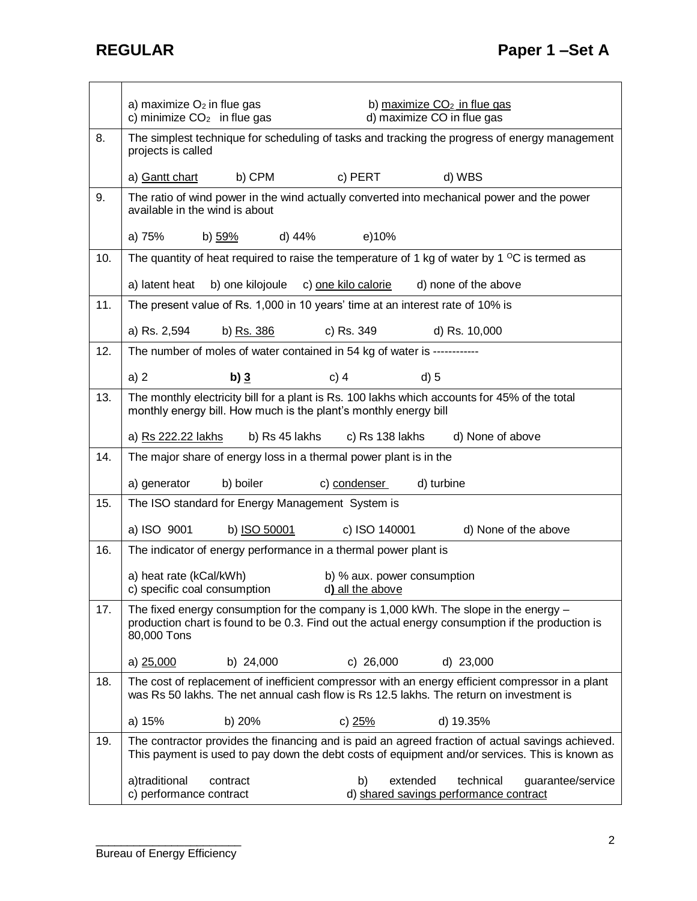| | |
|---|---|
| | a) maximize $O_2$ in flue gas b) <u>maximize $CO_2$ in flue gas</u><br>c) minimize $CO_2$ in flue gas d) maximize CO in flue gas |
| 8. | The simplest technique for scheduling of tasks and tracking the progress of energy management projects is called<br><br>a) <u>Gantt chart</u> b) CPM c) PERT d) WBS |
| 9. | The ratio of wind power in the wind actually converted into mechanical power and the power available in the wind is about<br><br>a) 75% b) <u>59%</u> d) 44% e)10% |
| 10. | The quantity of heat required to raise the temperature of 1 kg of water by 1 $^{O}$C is termed as<br><br>a) latent heat b) one kilojoule c) <u>one kilo calorie</u> d) none of the above |
| 11. | The present value of Rs. 1,000 in 10 years' time at an interest rate of 10% is<br><br>a) Rs. 2,594 b) <u>Rs. 386</u> c) Rs. 349 d) Rs. 10,000 |
| 12. | The number of moles of water contained in 54 kg of water is ------------<br><br>a) 2 **b) <u>3</u>** c) 4 d) 5 |
| 13. | The monthly electricity bill for a plant is Rs. 100 lakhs which accounts for 45% of the total monthly energy bill. How much is the plant's monthly energy bill<br><br>a) <u>Rs 222.22 lakhs</u> b) Rs 45 lakhs c) Rs 138 lakhs d) None of above |
| 14. | The major share of energy loss in a thermal power plant is in the<br><br>a) generator b) boiler c) <u>condenser</u> d) turbine |
| 15. | The ISO standard for Energy Management System is<br><br>a) ISO 9001 b) <u>ISO 50001</u> c) ISO 140001 d) None of the above |
| 16. | The indicator of energy performance in a thermal power plant is<br><br>a) heat rate (kCal/kWh) b) % aux. power consumption<br>c) specific coal consumption d**)** <u>all the above</u> |
| 17. | The fixed energy consumption for the company is 1,000 kWh. The slope in the energy – production chart is found to be 0.3. Find out the actual energy consumption if the production is 80,000 Tons<br><br>a) <u>25,000</u> b) 24,000 c) 26,000 d) 23,000 |
| 18. | The cost of replacement of inefficient compressor with an energy efficient compressor in a plant was Rs 50 lakhs. The net annual cash flow is Rs 12.5 lakhs. The return on investment is<br><br>a) 15% b) 20% c) <u>25%</u> d) 19.35% |
| 19. | The contractor provides the financing and is paid an agreed fraction of actual savings achieved. This payment is used to pay down the debt costs of equipment and/or services. This is known as<br><br>a)traditional contract b) extended technical guarantee/service<br>c) performance contract d) <u>shared savings performance contract</u> |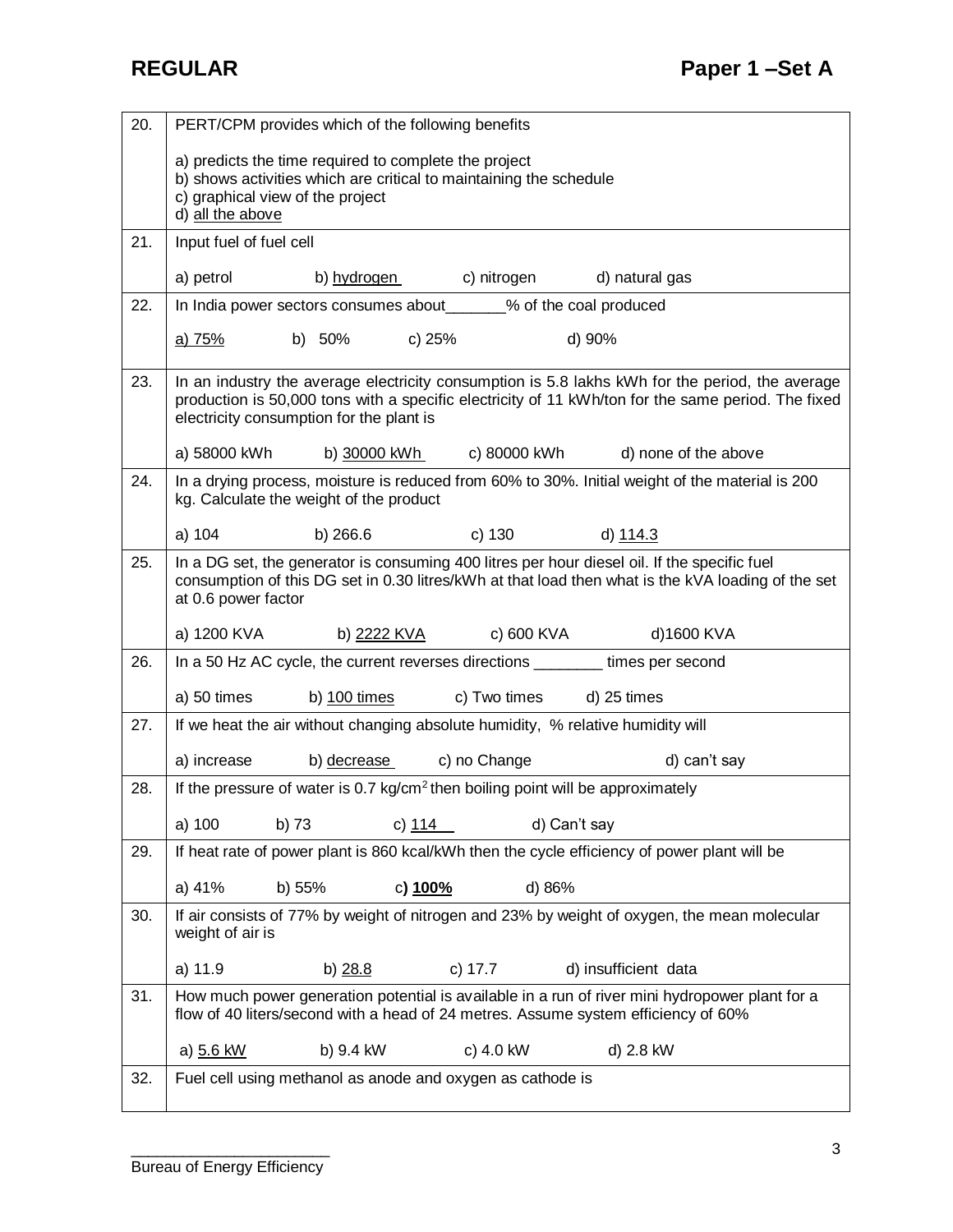| | |
|---|---|
| 20. | PERT/CPM provides which of the following benefits<br><br>a) predicts the time required to complete the project<br>b) shows activities which are critical to maintaining the schedule<br>c) graphical view of the project<br>d) <u>all the above</u> |
| 21. | Input fuel of fuel cell<br><br>a) petrol b) <u>hydrogen</u> c) nitrogen d) natural gas |
| 22. | In India power sectors consumes about_______% of the coal produced<br><br><u>a) 75%</u> b) 50% c) 25% d) 90% |
| 23. | In an industry the average electricity consumption is 5.8 lakhs kWh for the period, the average production is 50,000 tons with a specific electricity of 11 kWh/ton for the same period. The fixed electricity consumption for the plant is<br><br>a) 58000 kWh b) <u>30000 kWh</u> c) 80000 kWh d) none of the above |
| 24. | In a drying process, moisture is reduced from 60% to 30%. Initial weight of the material is 200 kg. Calculate the weight of the product<br><br>a) 104 b) 266.6 c) 130 d) <u>114.3</u> |
| 25. | In a DG set, the generator is consuming 400 litres per hour diesel oil. If the specific fuel consumption of this DG set in 0.30 litres/kWh at that load then what is the kVA loading of the set at 0.6 power factor<br><br>a) 1200 KVA b) <u>2222 KVA</u> c) 600 KVA d)1600 KVA |
| 26. | In a 50 Hz AC cycle, the current reverses directions ________ times per second<br><br>a) 50 times b) <u>100 times</u> c) Two times d) 25 times |
| 27. | If we heat the air without changing absolute humidity, % relative humidity will<br><br>a) increase b) <u>decrease</u> c) no Change d) can't say |
| 28. | If the pressure of water is 0.7 kg/cm$^2$ then boiling point will be approximately<br><br>a) 100 b) 73 c) <u>114</u> d) Can't say |
| 29. | If heat rate of power plant is 860 kcal/kWh then the cycle efficiency of power plant will be<br><br>a) 41% b) 55% c) **<u>100%</u>** d) 86% |
| 30. | If air consists of 77% by weight of nitrogen and 23% by weight of oxygen, the mean molecular weight of air is<br><br>a) 11.9 b) <u>28.8</u> c) 17.7 d) insufficient data |
| 31. | How much power generation potential is available in a run of river mini hydropower plant for a flow of 40 liters/second with a head of 24 metres. Assume system efficiency of 60%<br><br>a) <u>5.6 kW</u> b) 9.4 kW c) 4.0 kW d) 2.8 kW |
| 32. | Fuel cell using methanol as anode and oxygen as cathode is |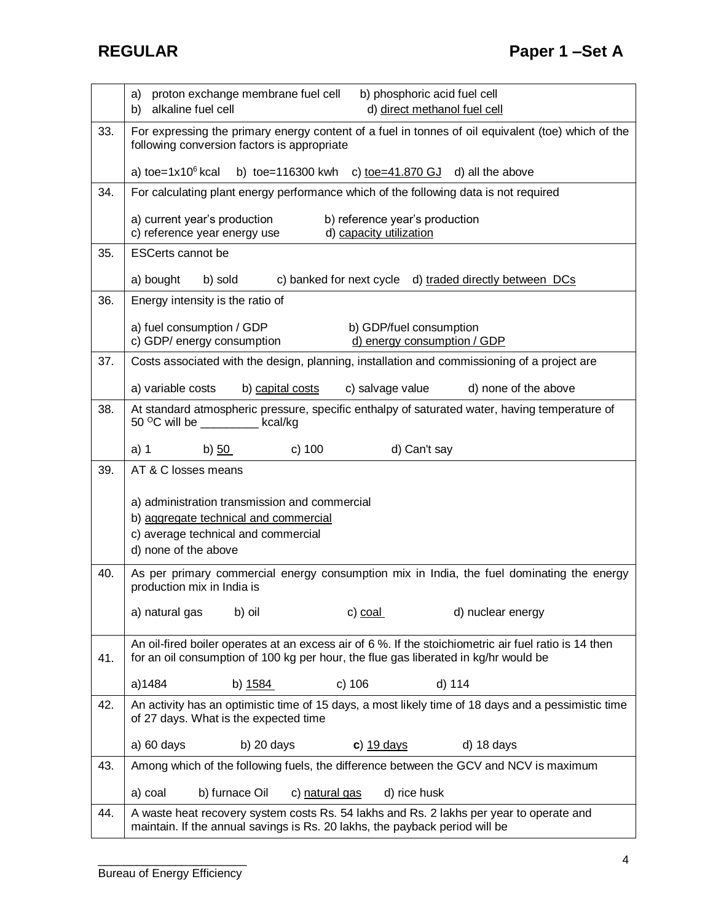| | |
|---|---|
| | a) proton exchange membrane fuel cell  b) phosphoric acid fuel cell<br>b) alkaline fuel cell  d) <u>direct methanol fuel cell</u> |
| 33. | For expressing the primary energy content of a fuel in tonnes of oil equivalent (toe) which of the following conversion factors is appropriate<br><br>a) toe=$1x10^6$ kcal  b) toe=116300 kwh  c) <u>toe=41.870 GJ</u>  d) all the above |
| 34. | For calculating plant energy performance which of the following data is not required<br><br>a) current year's production  b) reference year's production<br>c) reference year energy use  d) <u>capacity utilization</u> |
| 35. | ESCerts cannot be<br><br>a) bought  b) sold  c) banked for next cycle  d) <u>traded directly between DCs</u> |
| 36. | Energy intensity is the ratio of<br><br>a) fuel consumption / GDP  b) GDP/fuel consumption<br>c) GDP/ energy consumption  <u>d) energy consumption / GDP</u> |
| 37. | Costs associated with the design, planning, installation and commissioning of a project are<br><br>a) variable costs  b) <u>capital costs</u>  c) salvage value  d) none of the above |
| 38. | At standard atmospheric pressure, specific enthalpy of saturated water, having temperature of 50 $^{O}$C will be _________ kcal/kg<br><br>a) 1  b) <u>50</u>  c) 100  d) Can't say |
| 39. | AT & C losses means<br><br>a) administration transmission and commercial<br>b) <u>aggregate technical and commercial</u><br>c) average technical and commercial<br>d) none of the above |
| 40. | As per primary commercial energy consumption mix in India, the fuel dominating the energy production mix in India is<br><br>a) natural gas  b) oil  c) <u>coal</u>  d) nuclear energy |
| 41. | An oil-fired boiler operates at an excess air of 6 %. If the stoichiometric air fuel ratio is 14 then for an oil consumption of 100 kg per hour, the flue gas liberated in kg/hr would be<br><br>a)1484  b) <u>1584</u>  c) 106  d) 114 |
| 42. | An activity has an optimistic time of 15 days, a most likely time of 18 days and a pessimistic time of 27 days. What is the expected time<br><br>a) 60 days  b) 20 days  **c**) <u>19 days</u>  d) 18 days |
| 43. | Among which of the following fuels, the difference between the GCV and NCV is maximum<br><br>a) coal  b) furnace Oil  c) <u>natural gas</u>  d) rice husk |
| 44. | A waste heat recovery system costs Rs. 54 lakhs and Rs. 2 lakhs per year to operate and maintain. If the annual savings is Rs. 20 lakhs, the payback period will be |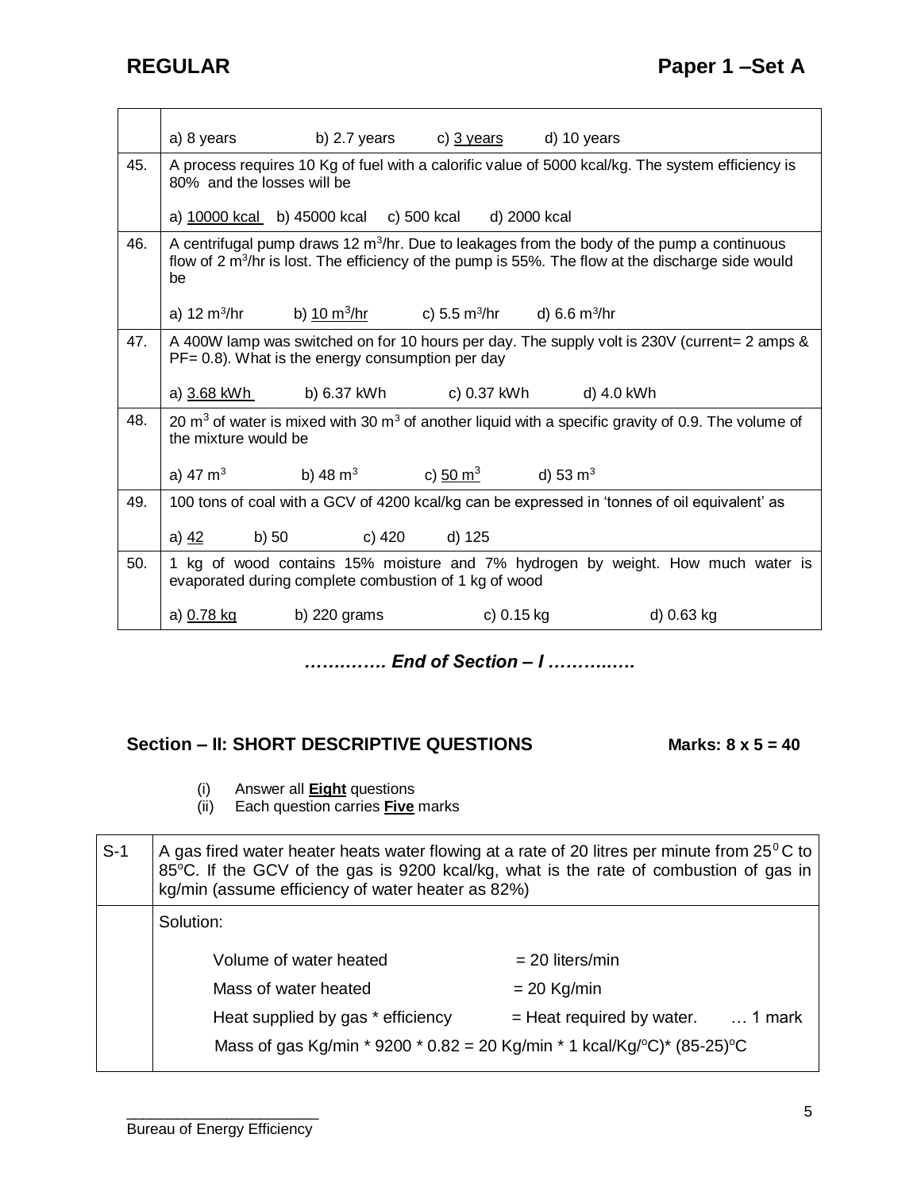| | |
|---|---|
| | a) 8 years    b) 2.7 years    c) <u>3 years</u>    d) 10 years |
| 45. | A process requires 10 Kg of fuel with a calorific value of 5000 kcal/kg. The system efficiency is 80% and the losses will be<br><br>a) <u>10000 kcal</u>   b) 45000 kcal   c) 500 kcal   d) 2000 kcal |
| 46. | A centrifugal pump draws 12 $m^3$/hr. Due to leakages from the body of the pump a continuous flow of 2 $m^3$/hr is lost. The efficiency of the pump is 55%. The flow at the discharge side would be<br><br>a) 12 $m^3$/hr   b) <u>10 $m^3$/hr</u>   c) 5.5 $m^3$/hr   d) 6.6 $m^3$/hr |
| 47. | A 400W lamp was switched on for 10 hours per day. The supply volt is 230V (current= 2 amps & PF= 0.8). What is the energy consumption per day<br><br>a) <u>3.68 kWh</u>   b) 6.37 kWh   c) 0.37 kWh   d) 4.0 kWh |
| 48. | 20 $m^3$ of water is mixed with 30 $m^3$ of another liquid with a specific gravity of 0.9. The volume of the mixture would be<br><br>a) 47 $m^3$   b) 48 $m^3$   c) <u>50 $m^3$</u>   d) 53 $m^3$ |
| 49. | 100 tons of coal with a GCV of 4200 kcal/kg can be expressed in 'tonnes of oil equivalent' as<br><br>a) <u>42</u>   b) 50   c) 420   d) 125 |
| 50. | 1 kg of wood contains 15% moisture and 7% hydrogen by weight. How much water is evaporated during complete combustion of 1 kg of wood<br><br>a) <u>0.78 kg</u>   b) 220 grams   c) 0.15 kg   d) 0.63 kg |

*…………. End of Section – I ………..….*

## Section – II: SHORT DESCRIPTIVE QUESTIONS    Marks: 8 x 5 = 40

(i) Answer all **<u>Eight</u>** questions
(ii) Each question carries **<u>Five</u>** marks

| | |
|---|---|
| S-1 | A gas fired water heater heats water flowing at a rate of 20 litres per minute from 25$^0$C to 85$^o$C. If the GCV of the gas is 9200 kcal/kg, what is the rate of combustion of gas in kg/min (assume efficiency of water heater as 82%) |
| | Solution:<br><br>Volume of water heated = 20 liters/min<br>Mass of water heated = 20 Kg/min<br>Heat supplied by gas * efficiency = Heat required by water. … 1 mark<br>Mass of gas Kg/min * 9200 * 0.82 = 20 Kg/min * 1 kcal/Kg/$^o$C)* (85-25)$^o$C |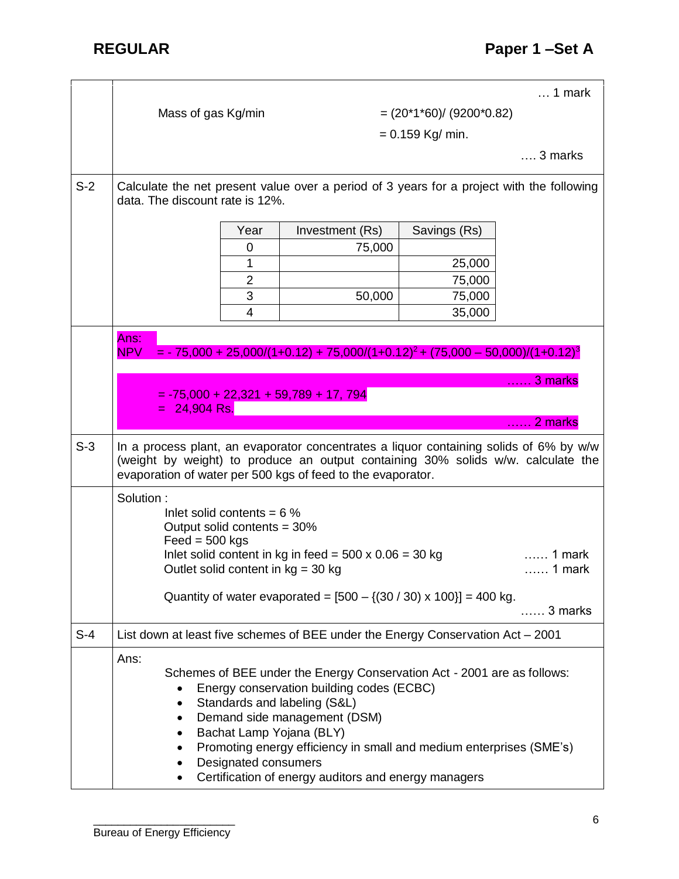… 1 mark

Mass of gas Kg/min = (20\*1\*60)/ (9200\*0.82)

= 0.159 Kg/ min.

…. 3 marks

**S-2** Calculate the net present value over a period of 3 years for a project with the following data. The discount rate is 12%.

| Year | Investment (Rs) | Savings (Rs) |
|---|---|---|
| 0 | 75,000 | |
| 1 | | 25,000 |
| 2 | | 75,000 |
| 3 | 50,000 | 75,000 |
| 4 | | 35,000 |

Ans:

NPV $= -75{,}000 + 25{,}000/(1+0.12) + 75{,}000/(1+0.12)^2 + (75{,}000 - 50{,}000)/(1+0.12)^3$

…… 3 marks

= -75,000 + 22,321 + 59,789 + 17, 794

= 24,904 Rs.

…… 2 marks

**S-3** In a process plant, an evaporator concentrates a liquor containing solids of 6% by w/w (weight by weight) to produce an output containing 30% solids w/w. calculate the evaporation of water per 500 kgs of feed to the evaporator.

Solution :

Inlet solid contents = 6 %

Output solid contents = 30%

Feed = 500 kgs

Inlet solid content in kg in feed = 500 x 0.06 = 30 kg …… 1 mark

Outlet solid content in kg = 30 kg …… 1 mark

Quantity of water evaporated = [500 – {(30 / 30) x 100}] = 400 kg.

…… 3 marks

**S-4** List down at least five schemes of BEE under the Energy Conservation Act – 2001

Ans:

Schemes of BEE under the Energy Conservation Act - 2001 are as follows:

- Energy conservation building codes (ECBC)
- Standards and labeling (S&L)
- Demand side management (DSM)
- Bachat Lamp Yojana (BLY)
- Promoting energy efficiency in small and medium enterprises (SME's)
- Designated consumers
- Certification of energy auditors and energy managers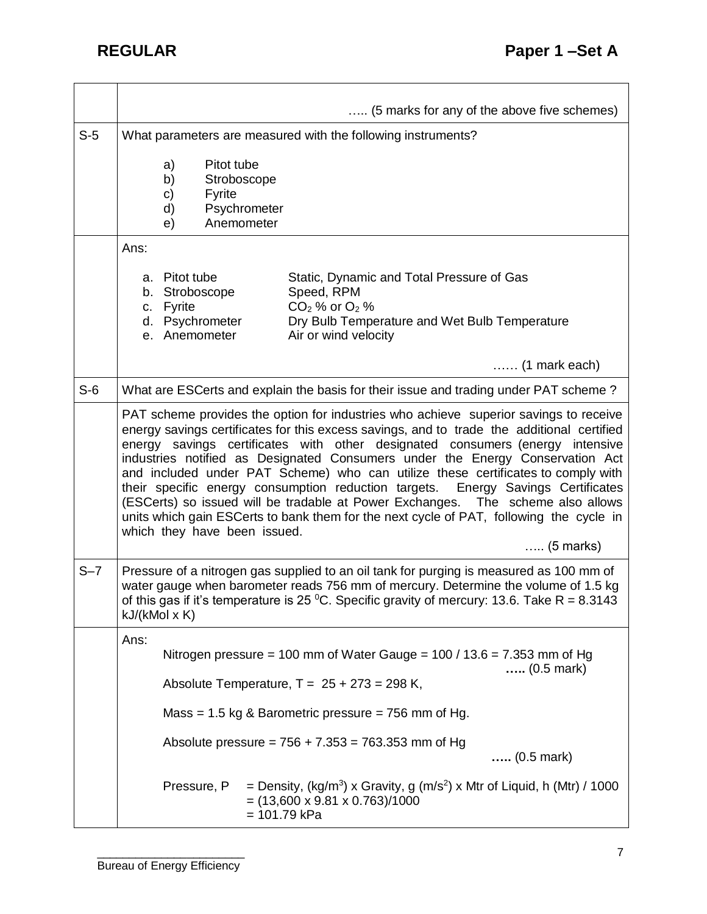| | |
|---|---|
| | ….. (5 marks for any of the above five schemes) |
| S-5 | What parameters are measured with the following instruments?<br><br>a) Pitot tube<br>b) Stroboscope<br>c) Fyrite<br>d) Psychrometer<br>e) Anemometer |
| | Ans:<br><br>a. Pitot tube — Static, Dynamic and Total Pressure of Gas<br>b. Stroboscope — Speed, RPM<br>c. Fyrite — $CO_2$ % or $O_2$ %<br>d. Psychrometer — Dry Bulb Temperature and Wet Bulb Temperature<br>e. Anemometer — Air or wind velocity<br><br>…… (1 mark each) |
| S-6 | What are ESCerts and explain the basis for their issue and trading under PAT scheme ? |
| | PAT scheme provides the option for industries who achieve superior savings to receive energy savings certificates for this excess savings, and to trade the additional certified energy savings certificates with other designated consumers (energy intensive industries notified as Designated Consumers under the Energy Conservation Act and included under PAT Scheme) who can utilize these certificates to comply with their specific energy consumption reduction targets. Energy Savings Certificates (ESCerts) so issued will be tradable at Power Exchanges. The scheme also allows units which gain ESCerts to bank them for the next cycle of PAT, following the cycle in which they have been issued.<br><br>….. (5 marks) |
| S–7 | Pressure of a nitrogen gas supplied to an oil tank for purging is measured as 100 mm of water gauge when barometer reads 756 mm of mercury. Determine the volume of 1.5 kg of this gas if it's temperature is 25 $^0$C. Specific gravity of mercury: 13.6. Take R = 8.3143 kJ/(kMol x K) |
| | Ans:<br><br>Nitrogen pressure = 100 mm of Water Gauge = 100 / 13.6 = 7.353 mm of Hg<br>**…..** (0.5 mark)<br><br>Absolute Temperature, T = 25 + 273 = 298 K,<br><br>Mass = 1.5 kg & Barometric pressure = 756 mm of Hg.<br><br>Absolute pressure = 756 + 7.353 = 763.353 mm of Hg<br>**…..** (0.5 mark)<br><br>Pressure, P = Density, (kg/m$^3$) x Gravity, g (m/s$^2$) x Mtr of Liquid, h (Mtr) / 1000<br>= (13,600 x 9.81 x 0.763)/1000<br>= 101.79 kPa |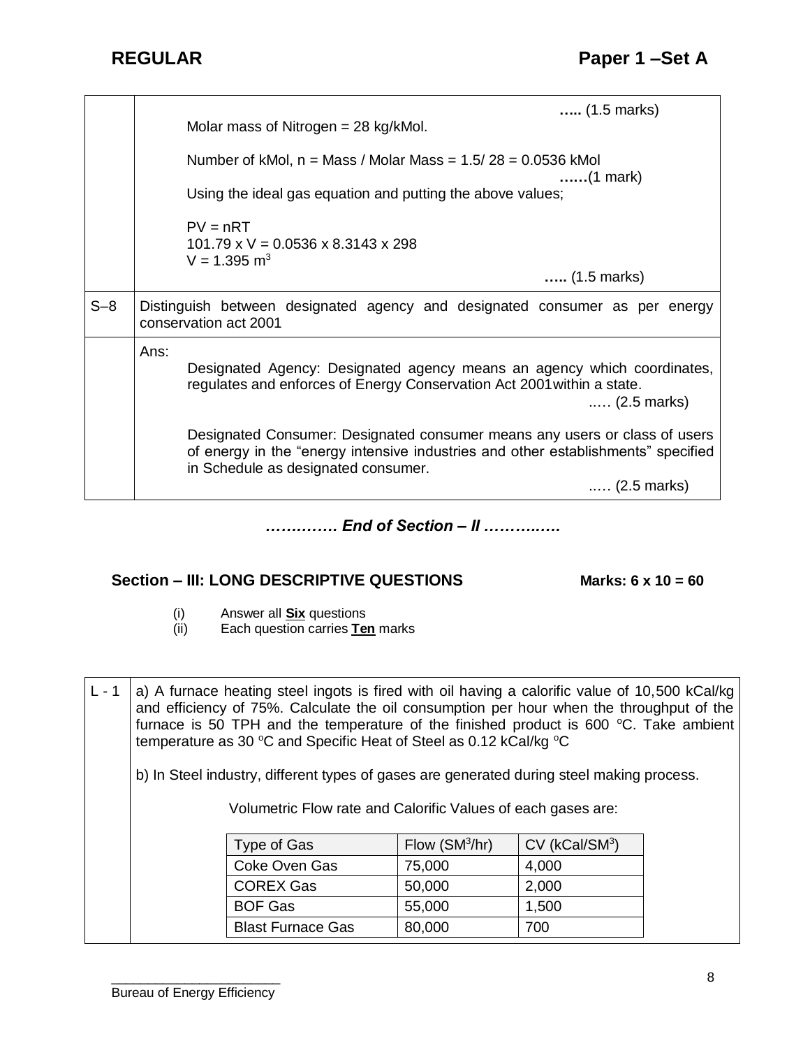| | |
|---|---|
| | ….. (1.5 marks)<br>Molar mass of Nitrogen = 28 kg/kMol.<br><br>Number of kMol, n = Mass / Molar Mass = 1.5/ 28 = 0.0536 kMol<br>……(1 mark)<br>Using the ideal gas equation and putting the above values;<br><br>PV = nRT<br>101.79 x V = 0.0536 x 8.3143 x 298<br>V = 1.395 $m^3$<br>….. (1.5 marks) |
| S–8 | Distinguish between designated agency and designated consumer as per energy conservation act 2001 |
| | Ans:<br>Designated Agency: Designated agency means an agency which coordinates, regulates and enforces of Energy Conservation Act 2001within a state.<br>..… (2.5 marks)<br><br>Designated Consumer: Designated consumer means any users or class of users of energy in the “energy intensive industries and other establishments” specified in Schedule as designated consumer.<br>..… (2.5 marks) |

***…………. End of Section – II …………..***

## Section – III: LONG DESCRIPTIVE QUESTIONS Marks: 6 x 10 = 60

(i) Answer all **Six** questions
(ii) Each question carries **Ten** marks

**L - 1**

a) A furnace heating steel ingots is fired with oil having a calorific value of 10,500 kCal/kg and efficiency of 75%. Calculate the oil consumption per hour when the throughput of the furnace is 50 TPH and the temperature of the finished product is 600 °C. Take ambient temperature as 30 °C and Specific Heat of Steel as 0.12 kCal/kg °C

b) In Steel industry, different types of gases are generated during steel making process.

Volumetric Flow rate and Calorific Values of each gases are:

| Type of Gas | Flow ($SM^3$/hr) | CV (kCal/$SM^3$) |
|---|---|---|
| Coke Oven Gas | 75,000 | 4,000 |
| COREX Gas | 50,000 | 2,000 |
| BOF Gas | 55,000 | 1,500 |
| Blast Furnace Gas | 80,000 | 700 |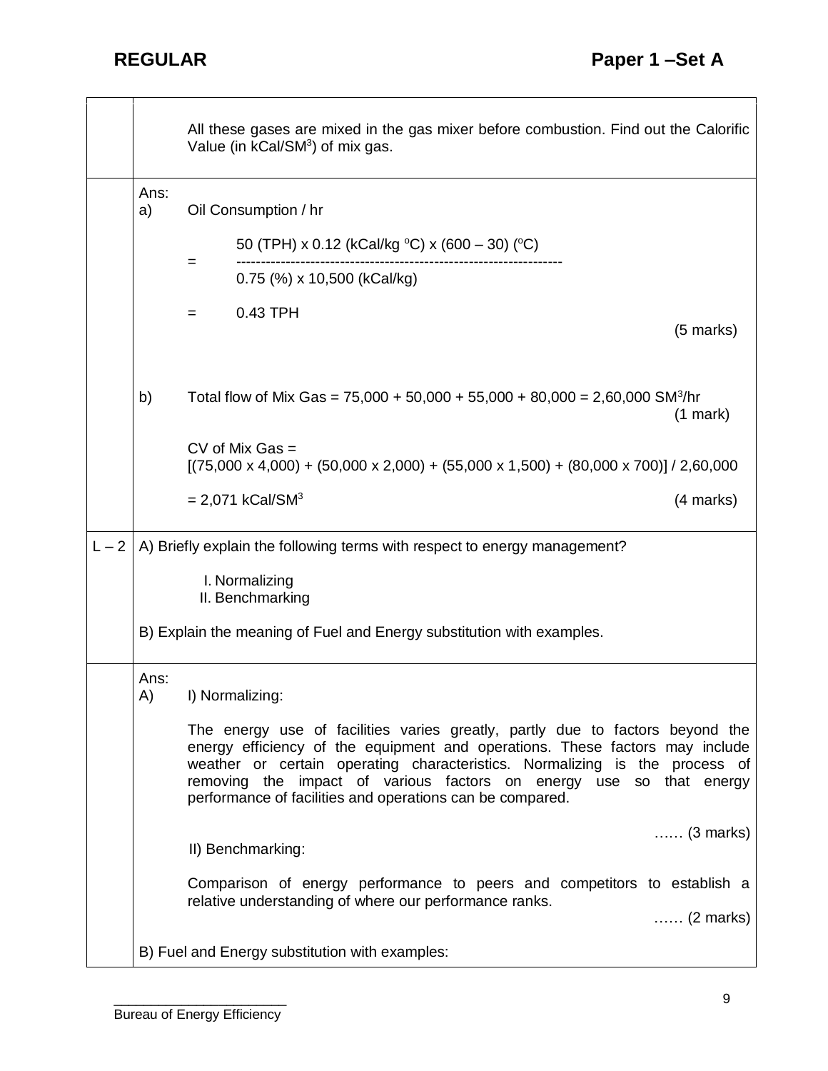| | |
|---|---|
| | All these gases are mixed in the gas mixer before combustion. Find out the Calorific Value (in kCal/SM$^3$) of mix gas. |
| | Ans:<br>a) Oil Consumption / hr<br><br>$$= \frac{50\ (TPH) \times 0.12\ (kCal/kg\ ^oC) \times (600 - 30)\ (^oC)}{0.75\ (\%) \times 10{,}500\ (kCal/kg)}$$<br><br>= 0.43 TPH<br>(5 marks)<br><br>b) Total flow of Mix Gas = 75,000 + 50,000 + 55,000 + 80,000 = 2,60,000 SM$^3$/hr (1 mark)<br><br>CV of Mix Gas =<br>[(75,000 x 4,000) + (50,000 x 2,000) + (55,000 x 1,500) + (80,000 x 700)] / 2,60,000<br><br>= 2,071 kCal/SM$^3$ (4 marks) |
| L – 2 | A) Briefly explain the following terms with respect to energy management?<br><br>I. Normalizing<br>II. Benchmarking<br><br>B) Explain the meaning of Fuel and Energy substitution with examples. |
| | Ans:<br>A) I) Normalizing:<br><br>The energy use of facilities varies greatly, partly due to factors beyond the energy efficiency of the equipment and operations. These factors may include weather or certain operating characteristics. Normalizing is the process of removing the impact of various factors on energy use so that energy performance of facilities and operations can be compared.<br><br>…… (3 marks)<br><br>II) Benchmarking:<br><br>Comparison of energy performance to peers and competitors to establish a relative understanding of where our performance ranks.<br>…… (2 marks)<br><br>B) Fuel and Energy substitution with examples: |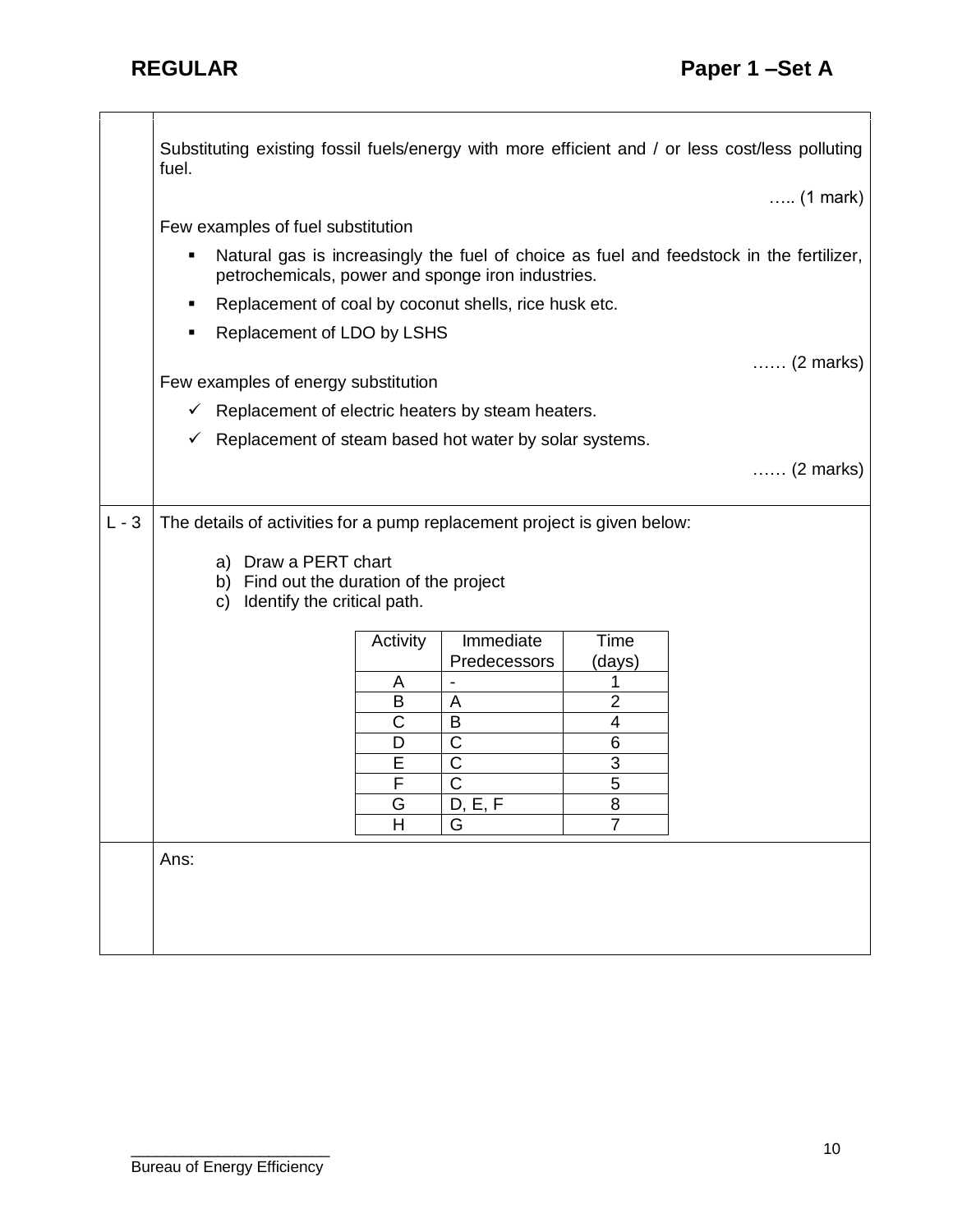Substituting existing fossil fuels/energy with more efficient and / or less cost/less polluting fuel.

….. (1 mark)

Few examples of fuel substitution

- Natural gas is increasingly the fuel of choice as fuel and feedstock in the fertilizer, petrochemicals, power and sponge iron industries.
- Replacement of coal by coconut shells, rice husk etc.
- Replacement of LDO by LSHS

…… (2 marks)

Few examples of energy substitution

- ✓ Replacement of electric heaters by steam heaters.
- ✓ Replacement of steam based hot water by solar systems.

…… (2 marks)

**L - 3** The details of activities for a pump replacement project is given below:

a) Draw a PERT chart
b) Find out the duration of the project
c) Identify the critical path.

| Activity | Immediate Predecessors | Time (days) |
|---|---|---|
| A | - | 1 |
| B | A | 2 |
| C | B | 4 |
| D | C | 6 |
| E | C | 3 |
| F | C | 5 |
| G | D, E, F | 8 |
| H | G | 7 |

Ans: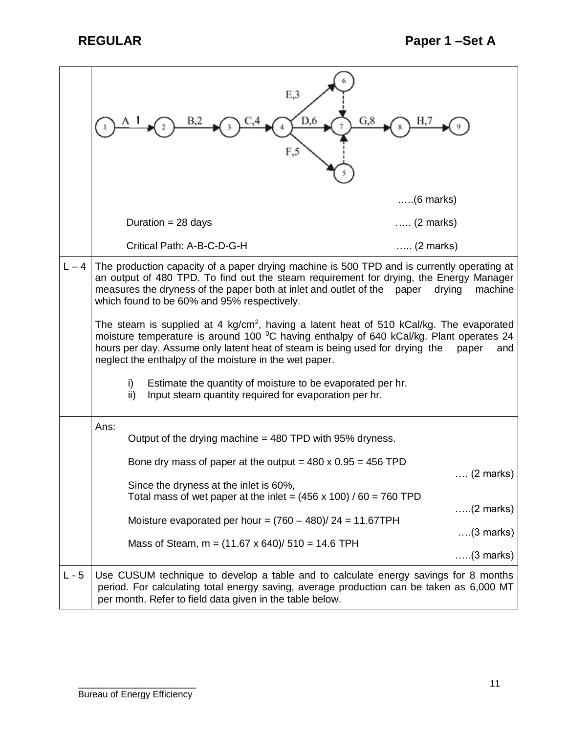| | |
|---|---|
| | Network diagram: A,1 (1→2); B,2 (2→3); C,4 (3→4); E,3 (4→6); D,6 (4→7); F,5 (4→5); dummy 6→7; dummy 5→7; G,8 (7→8); H,7 (8→9) <br><br> …..(6 marks) <br><br> Duration = 28 days ….. (2 marks) <br><br> Critical Path: A-B-C-D-G-H ….. (2 marks) |
| L – 4 | The production capacity of a paper drying machine is 500 TPD and is currently operating at an output of 480 TPD. To find out the steam requirement for drying, the Energy Manager measures the dryness of the paper both at inlet and outlet of the paper drying machine which found to be 60% and 95% respectively. <br><br> The steam is supplied at 4 kg/cm$^2$, having a latent heat of 510 kCal/kg. The evaporated moisture temperature is around 100 $^0$C having enthalpy of 640 kCal/kg. Plant operates 24 hours per day. Assume only latent heat of steam is being used for drying the paper and neglect the enthalpy of the moisture in the wet paper. <br><br> i) Estimate the quantity of moisture to be evaporated per hr. <br> ii) Input steam quantity required for evaporation per hr. |
| | Ans: <br> Output of the drying machine = 480 TPD with 95% dryness. <br><br> Bone dry mass of paper at the output = 480 x 0.95 = 456 TPD …. (2 marks) <br><br> Since the dryness at the inlet is 60%, <br> Total mass of wet paper at the inlet = (456 x 100) / 60 = 760 TPD …..(2 marks) <br><br> Moisture evaporated per hour = (760 – 480)/ 24 = 11.67TPH ….(3 marks) <br><br> Mass of Steam, m = (11.67 x 640)/ 510 = 14.6 TPH …..(3 marks) |
| L - 5 | Use CUSUM technique to develop a table and to calculate energy savings for 8 months period. For calculating total energy saving, average production can be taken as 6,000 MT per month. Refer to field data given in the table below. |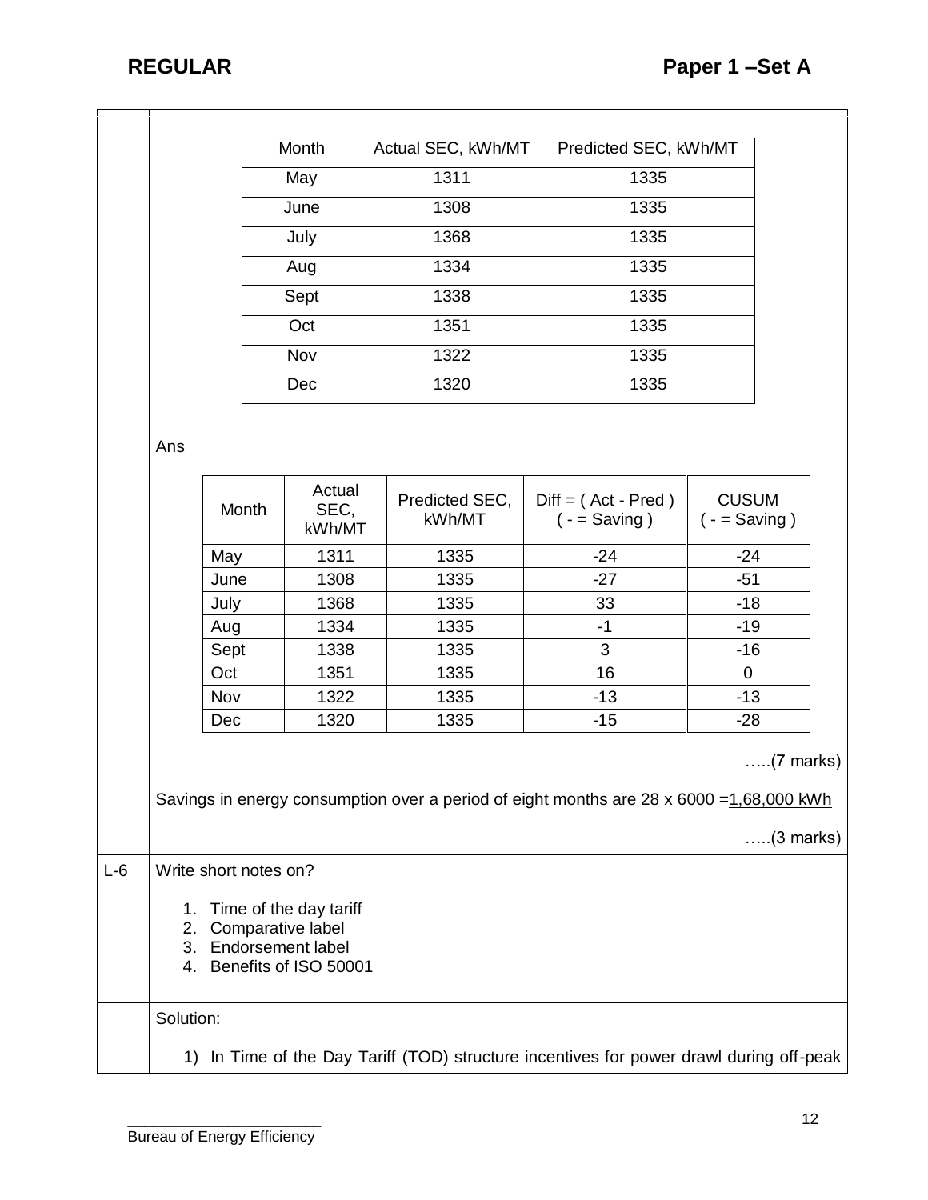| Month | Actual SEC, kWh/MT | Predicted SEC, kWh/MT |
|---|---|---|
| May | 1311 | 1335 |
| June | 1308 | 1335 |
| July | 1368 | 1335 |
| Aug | 1334 | 1335 |
| Sept | 1338 | 1335 |
| Oct | 1351 | 1335 |
| Nov | 1322 | 1335 |
| Dec | 1320 | 1335 |

Ans

| Month | Actual SEC, kWh/MT | Predicted SEC, kWh/MT | Diff = ( Act - Pred ) ( - = Saving ) | CUSUM ( - = Saving ) |
|---|---|---|---|---|
| May | 1311 | 1335 | -24 | -24 |
| June | 1308 | 1335 | -27 | -51 |
| July | 1368 | 1335 | 33 | -18 |
| Aug | 1334 | 1335 | -1 | -19 |
| Sept | 1338 | 1335 | 3 | -16 |
| Oct | 1351 | 1335 | 16 | 0 |
| Nov | 1322 | 1335 | -13 | -13 |
| Dec | 1320 | 1335 | -15 | -28 |

…..(7 marks)

Savings in energy consumption over a period of eight months are 28 x 6000 =1,68,000 kWh

…..(3 marks)

**L-6** Write short notes on?

1. Time of the day tariff
2. Comparative label
3. Endorsement label
4. Benefits of ISO 50001

Solution:

1) In Time of the Day Tariff (TOD) structure incentives for power drawl during off-peak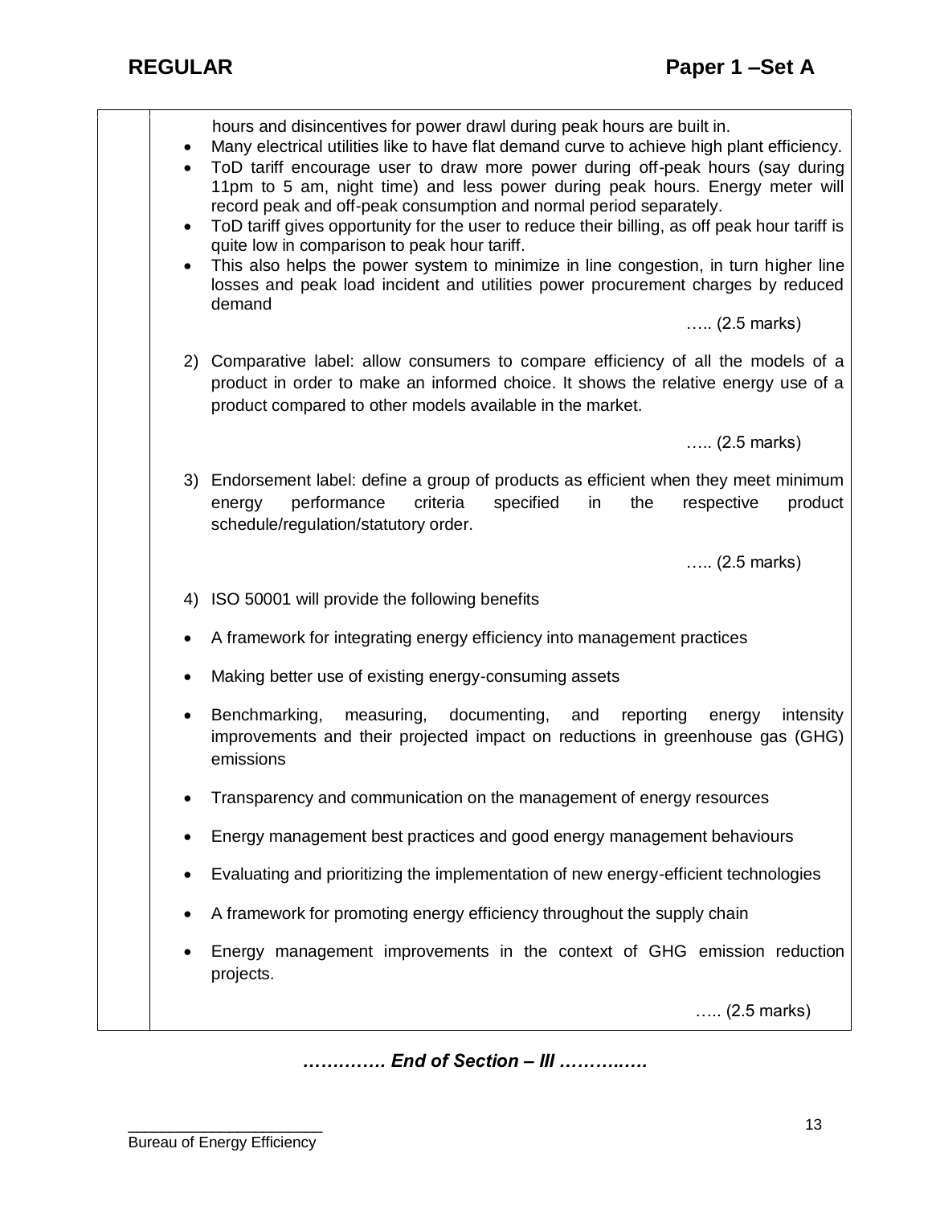hours and disincentives for power drawl during peak hours are built in.

- Many electrical utilities like to have flat demand curve to achieve high plant efficiency.
- ToD tariff encourage user to draw more power during off-peak hours (say during 11pm to 5 am, night time) and less power during peak hours. Energy meter will record peak and off-peak consumption and normal period separately.
- ToD tariff gives opportunity for the user to reduce their billing, as off peak hour tariff is quite low in comparison to peak hour tariff.
- This also helps the power system to minimize in line congestion, in turn higher line losses and peak load incident and utilities power procurement charges by reduced demand

….. (2.5 marks)

2) Comparative label: allow consumers to compare efficiency of all the models of a product in order to make an informed choice. It shows the relative energy use of a product compared to other models available in the market.

….. (2.5 marks)

3) Endorsement label: define a group of products as efficient when they meet minimum energy performance criteria specified in the respective product schedule/regulation/statutory order.

….. (2.5 marks)

4) ISO 50001 will provide the following benefits

- A framework for integrating energy efficiency into management practices
- Making better use of existing energy-consuming assets
- Benchmarking, measuring, documenting, and reporting energy intensity improvements and their projected impact on reductions in greenhouse gas (GHG) emissions
- Transparency and communication on the management of energy resources
- Energy management best practices and good energy management behaviours
- Evaluating and prioritizing the implementation of new energy-efficient technologies
- A framework for promoting energy efficiency throughout the supply chain
- Energy management improvements in the context of GHG emission reduction projects.

….. (2.5 marks)

***…………. End of Section – III ………..….***